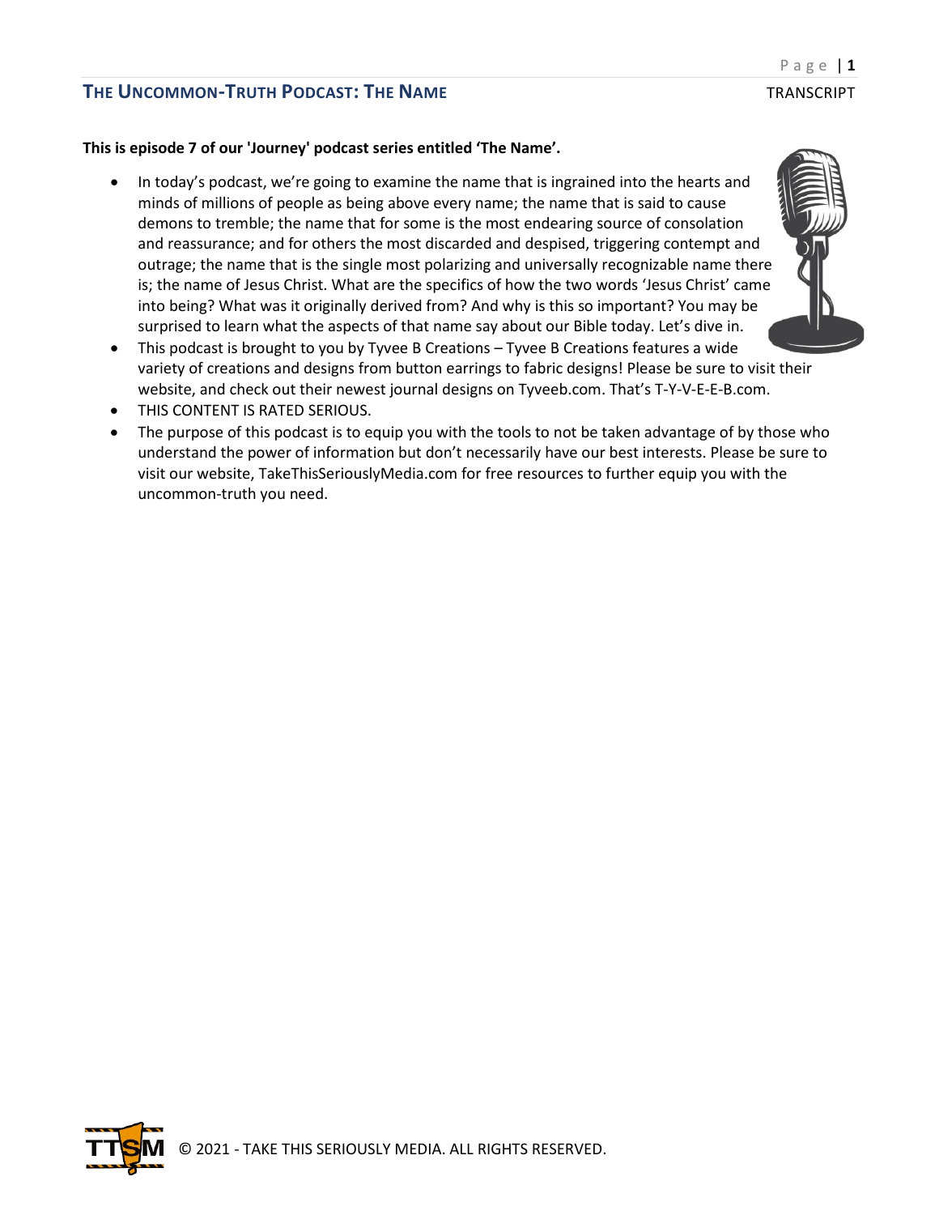# THE UNCOMMON-TRUTH PODCAST: THE NAME

TRANSCRIPT

**This is episode 7 of our 'Journey' podcast series entitled 'The Name'.**

- In today's podcast, we're going to examine the name that is ingrained into the hearts and minds of millions of people as being above every name; the name that is said to cause demons to tremble; the name that for some is the most endearing source of consolation and reassurance; and for others the most discarded and despised, triggering contempt and outrage; the name that is the single most polarizing and universally recognizable name there is; the name of Jesus Christ. What are the specifics of how the two words 'Jesus Christ' came into being? What was it originally derived from? And why is this so important? You may be surprised to learn what the aspects of that name say about our Bible today. Let's dive in.
- This podcast is brought to you by Tyvee B Creations – Tyvee B Creations features a wide variety of creations and designs from button earrings to fabric designs! Please be sure to visit their website, and check out their newest journal designs on Tyveeb.com. That's T-Y-V-E-E-B.com.
- THIS CONTENT IS RATED SERIOUS.
- The purpose of this podcast is to equip you with the tools to not be taken advantage of by those who understand the power of information but don't necessarily have our best interests. Please be sure to visit our website, TakeThisSeriouslyMedia.com for free resources to further equip you with the uncommon-truth you need.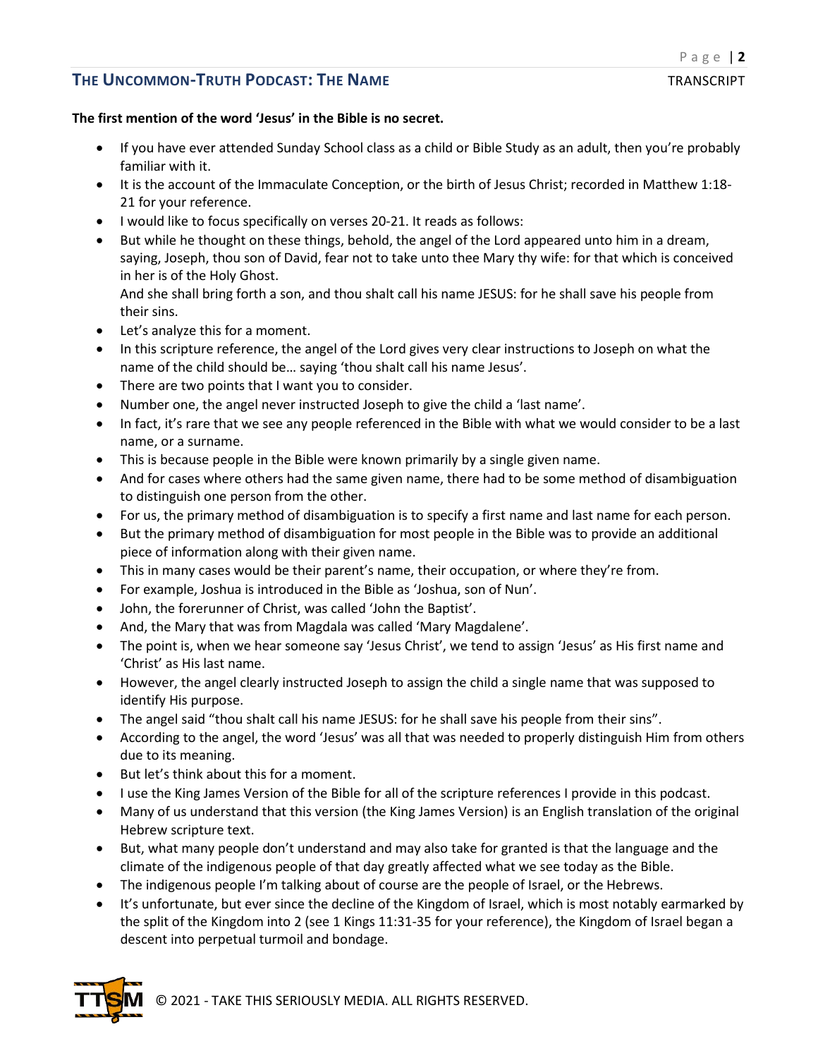**The first mention of the word 'Jesus' in the Bible is no secret.**

- If you have ever attended Sunday School class as a child or Bible Study as an adult, then you're probably familiar with it.
- It is the account of the Immaculate Conception, or the birth of Jesus Christ; recorded in Matthew 1:18-21 for your reference.
- I would like to focus specifically on verses 20-21. It reads as follows:
- But while he thought on these things, behold, the angel of the Lord appeared unto him in a dream, saying, Joseph, thou son of David, fear not to take unto thee Mary thy wife: for that which is conceived in her is of the Holy Ghost.
  And she shall bring forth a son, and thou shalt call his name JESUS: for he shall save his people from their sins.
- Let's analyze this for a moment.
- In this scripture reference, the angel of the Lord gives very clear instructions to Joseph on what the name of the child should be… saying 'thou shalt call his name Jesus'.
- There are two points that I want you to consider.
- Number one, the angel never instructed Joseph to give the child a 'last name'.
- In fact, it's rare that we see any people referenced in the Bible with what we would consider to be a last name, or a surname.
- This is because people in the Bible were known primarily by a single given name.
- And for cases where others had the same given name, there had to be some method of disambiguation to distinguish one person from the other.
- For us, the primary method of disambiguation is to specify a first name and last name for each person.
- But the primary method of disambiguation for most people in the Bible was to provide an additional piece of information along with their given name.
- This in many cases would be their parent's name, their occupation, or where they're from.
- For example, Joshua is introduced in the Bible as 'Joshua, son of Nun'.
- John, the forerunner of Christ, was called 'John the Baptist'.
- And, the Mary that was from Magdala was called 'Mary Magdalene'.
- The point is, when we hear someone say 'Jesus Christ', we tend to assign 'Jesus' as His first name and 'Christ' as His last name.
- However, the angel clearly instructed Joseph to assign the child a single name that was supposed to identify His purpose.
- The angel said "thou shalt call his name JESUS: for he shall save his people from their sins".
- According to the angel, the word 'Jesus' was all that was needed to properly distinguish Him from others due to its meaning.
- But let's think about this for a moment.
- I use the King James Version of the Bible for all of the scripture references I provide in this podcast.
- Many of us understand that this version (the King James Version) is an English translation of the original Hebrew scripture text.
- But, what many people don't understand and may also take for granted is that the language and the climate of the indigenous people of that day greatly affected what we see today as the Bible.
- The indigenous people I'm talking about of course are the people of Israel, or the Hebrews.
- It's unfortunate, but ever since the decline of the Kingdom of Israel, which is most notably earmarked by the split of the Kingdom into 2 (see 1 Kings 11:31-35 for your reference), the Kingdom of Israel began a descent into perpetual turmoil and bondage.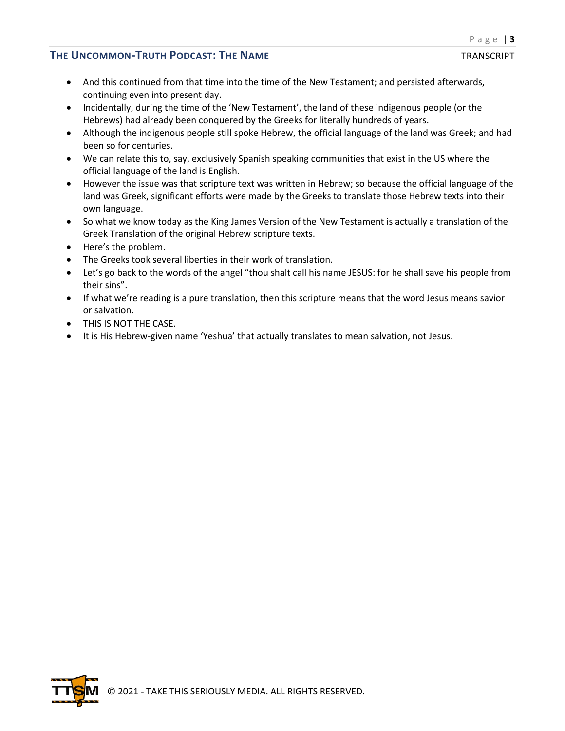- And this continued from that time into the time of the New Testament; and persisted afterwards, continuing even into present day.
- Incidentally, during the time of the 'New Testament', the land of these indigenous people (or the Hebrews) had already been conquered by the Greeks for literally hundreds of years.
- Although the indigenous people still spoke Hebrew, the official language of the land was Greek; and had been so for centuries.
- We can relate this to, say, exclusively Spanish speaking communities that exist in the US where the official language of the land is English.
- However the issue was that scripture text was written in Hebrew; so because the official language of the land was Greek, significant efforts were made by the Greeks to translate those Hebrew texts into their own language.
- So what we know today as the King James Version of the New Testament is actually a translation of the Greek Translation of the original Hebrew scripture texts.
- Here's the problem.
- The Greeks took several liberties in their work of translation.
- Let's go back to the words of the angel "thou shalt call his name JESUS: for he shall save his people from their sins".
- If what we're reading is a pure translation, then this scripture means that the word Jesus means savior or salvation.
- THIS IS NOT THE CASE.
- It is His Hebrew-given name 'Yeshua' that actually translates to mean salvation, not Jesus.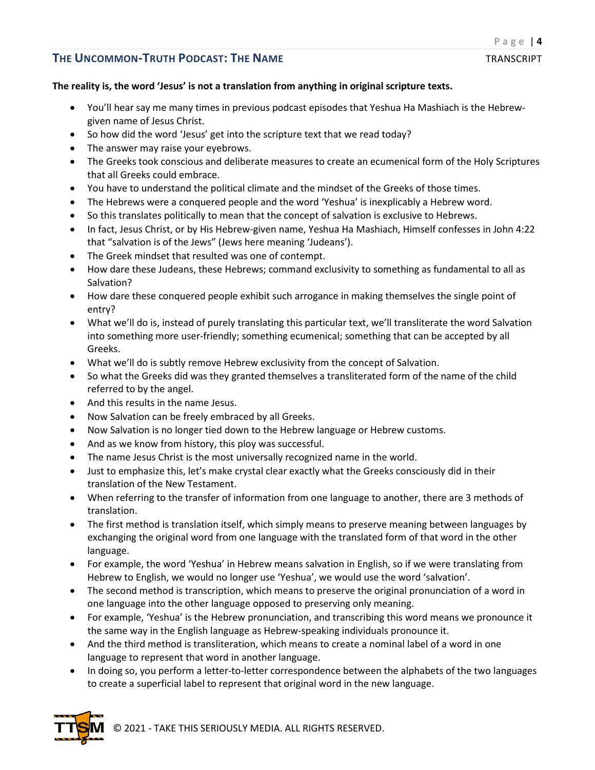**The reality is, the word 'Jesus' is not a translation from anything in original scripture texts.**

- You'll hear say me many times in previous podcast episodes that Yeshua Ha Mashiach is the Hebrew-given name of Jesus Christ.
- So how did the word 'Jesus' get into the scripture text that we read today?
- The answer may raise your eyebrows.
- The Greeks took conscious and deliberate measures to create an ecumenical form of the Holy Scriptures that all Greeks could embrace.
- You have to understand the political climate and the mindset of the Greeks of those times.
- The Hebrews were a conquered people and the word 'Yeshua' is inexplicably a Hebrew word.
- So this translates politically to mean that the concept of salvation is exclusive to Hebrews.
- In fact, Jesus Christ, or by His Hebrew-given name, Yeshua Ha Mashiach, Himself confesses in John 4:22 that "salvation is of the Jews" (Jews here meaning 'Judeans').
- The Greek mindset that resulted was one of contempt.
- How dare these Judeans, these Hebrews; command exclusivity to something as fundamental to all as Salvation?
- How dare these conquered people exhibit such arrogance in making themselves the single point of entry?
- What we'll do is, instead of purely translating this particular text, we'll transliterate the word Salvation into something more user-friendly; something ecumenical; something that can be accepted by all Greeks.
- What we'll do is subtly remove Hebrew exclusivity from the concept of Salvation.
- So what the Greeks did was they granted themselves a transliterated form of the name of the child referred to by the angel.
- And this results in the name Jesus.
- Now Salvation can be freely embraced by all Greeks.
- Now Salvation is no longer tied down to the Hebrew language or Hebrew customs.
- And as we know from history, this ploy was successful.
- The name Jesus Christ is the most universally recognized name in the world.
- Just to emphasize this, let's make crystal clear exactly what the Greeks consciously did in their translation of the New Testament.
- When referring to the transfer of information from one language to another, there are 3 methods of translation.
- The first method is translation itself, which simply means to preserve meaning between languages by exchanging the original word from one language with the translated form of that word in the other language.
- For example, the word 'Yeshua' in Hebrew means salvation in English, so if we were translating from Hebrew to English, we would no longer use 'Yeshua', we would use the word 'salvation'.
- The second method is transcription, which means to preserve the original pronunciation of a word in one language into the other language opposed to preserving only meaning.
- For example, 'Yeshua' is the Hebrew pronunciation, and transcribing this word means we pronounce it the same way in the English language as Hebrew-speaking individuals pronounce it.
- And the third method is transliteration, which means to create a nominal label of a word in one language to represent that word in another language.
- In doing so, you perform a letter-to-letter correspondence between the alphabets of the two languages to create a superficial label to represent that original word in the new language.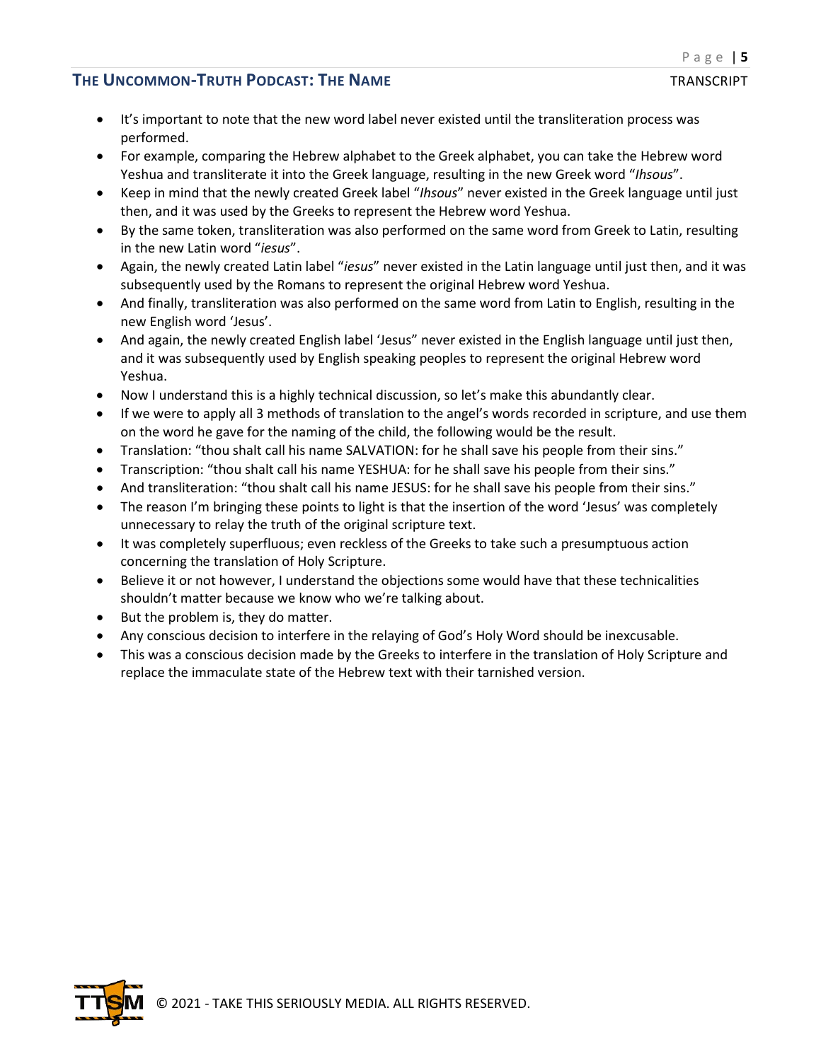- It's important to note that the new word label never existed until the transliteration process was performed.
- For example, comparing the Hebrew alphabet to the Greek alphabet, you can take the Hebrew word Yeshua and transliterate it into the Greek language, resulting in the new Greek word "*Ihsous*".
- Keep in mind that the newly created Greek label "*Ihsous*" never existed in the Greek language until just then, and it was used by the Greeks to represent the Hebrew word Yeshua.
- By the same token, transliteration was also performed on the same word from Greek to Latin, resulting in the new Latin word "*iesus*".
- Again, the newly created Latin label "*iesus*" never existed in the Latin language until just then, and it was subsequently used by the Romans to represent the original Hebrew word Yeshua.
- And finally, transliteration was also performed on the same word from Latin to English, resulting in the new English word 'Jesus'.
- And again, the newly created English label 'Jesus" never existed in the English language until just then, and it was subsequently used by English speaking peoples to represent the original Hebrew word Yeshua.
- Now I understand this is a highly technical discussion, so let's make this abundantly clear.
- If we were to apply all 3 methods of translation to the angel's words recorded in scripture, and use them on the word he gave for the naming of the child, the following would be the result.
- Translation: "thou shalt call his name SALVATION: for he shall save his people from their sins."
- Transcription: "thou shalt call his name YESHUA: for he shall save his people from their sins."
- And transliteration: "thou shalt call his name JESUS: for he shall save his people from their sins."
- The reason I'm bringing these points to light is that the insertion of the word 'Jesus' was completely unnecessary to relay the truth of the original scripture text.
- It was completely superfluous; even reckless of the Greeks to take such a presumptuous action concerning the translation of Holy Scripture.
- Believe it or not however, I understand the objections some would have that these technicalities shouldn't matter because we know who we're talking about.
- But the problem is, they do matter.
- Any conscious decision to interfere in the relaying of God's Holy Word should be inexcusable.
- This was a conscious decision made by the Greeks to interfere in the translation of Holy Scripture and replace the immaculate state of the Hebrew text with their tarnished version.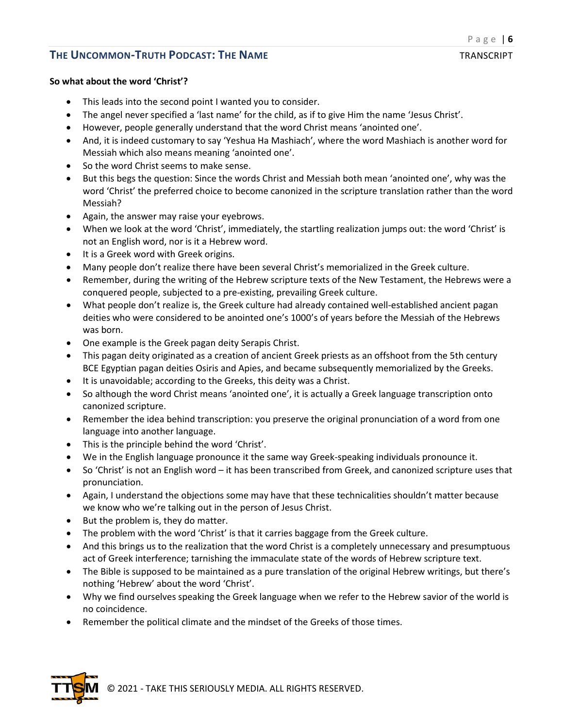**So what about the word 'Christ'?**

- This leads into the second point I wanted you to consider.
- The angel never specified a 'last name' for the child, as if to give Him the name 'Jesus Christ'.
- However, people generally understand that the word Christ means 'anointed one'.
- And, it is indeed customary to say 'Yeshua Ha Mashiach', where the word Mashiach is another word for Messiah which also means meaning 'anointed one'.
- So the word Christ seems to make sense.
- But this begs the question: Since the words Christ and Messiah both mean 'anointed one', why was the word 'Christ' the preferred choice to become canonized in the scripture translation rather than the word Messiah?
- Again, the answer may raise your eyebrows.
- When we look at the word 'Christ', immediately, the startling realization jumps out: the word 'Christ' is not an English word, nor is it a Hebrew word.
- It is a Greek word with Greek origins.
- Many people don't realize there have been several Christ's memorialized in the Greek culture.
- Remember, during the writing of the Hebrew scripture texts of the New Testament, the Hebrews were a conquered people, subjected to a pre-existing, prevailing Greek culture.
- What people don't realize is, the Greek culture had already contained well-established ancient pagan deities who were considered to be anointed one's 1000's of years before the Messiah of the Hebrews was born.
- One example is the Greek pagan deity Serapis Christ.
- This pagan deity originated as a creation of ancient Greek priests as an offshoot from the 5th century BCE Egyptian pagan deities Osiris and Apies, and became subsequently memorialized by the Greeks.
- It is unavoidable; according to the Greeks, this deity was a Christ.
- So although the word Christ means 'anointed one', it is actually a Greek language transcription onto canonized scripture.
- Remember the idea behind transcription: you preserve the original pronunciation of a word from one language into another language.
- This is the principle behind the word 'Christ'.
- We in the English language pronounce it the same way Greek-speaking individuals pronounce it.
- So 'Christ' is not an English word – it has been transcribed from Greek, and canonized scripture uses that pronunciation.
- Again, I understand the objections some may have that these technicalities shouldn't matter because we know who we're talking out in the person of Jesus Christ.
- But the problem is, they do matter.
- The problem with the word 'Christ' is that it carries baggage from the Greek culture.
- And this brings us to the realization that the word Christ is a completely unnecessary and presumptuous act of Greek interference; tarnishing the immaculate state of the words of Hebrew scripture text.
- The Bible is supposed to be maintained as a pure translation of the original Hebrew writings, but there's nothing 'Hebrew' about the word 'Christ'.
- Why we find ourselves speaking the Greek language when we refer to the Hebrew savior of the world is no coincidence.
- Remember the political climate and the mindset of the Greeks of those times.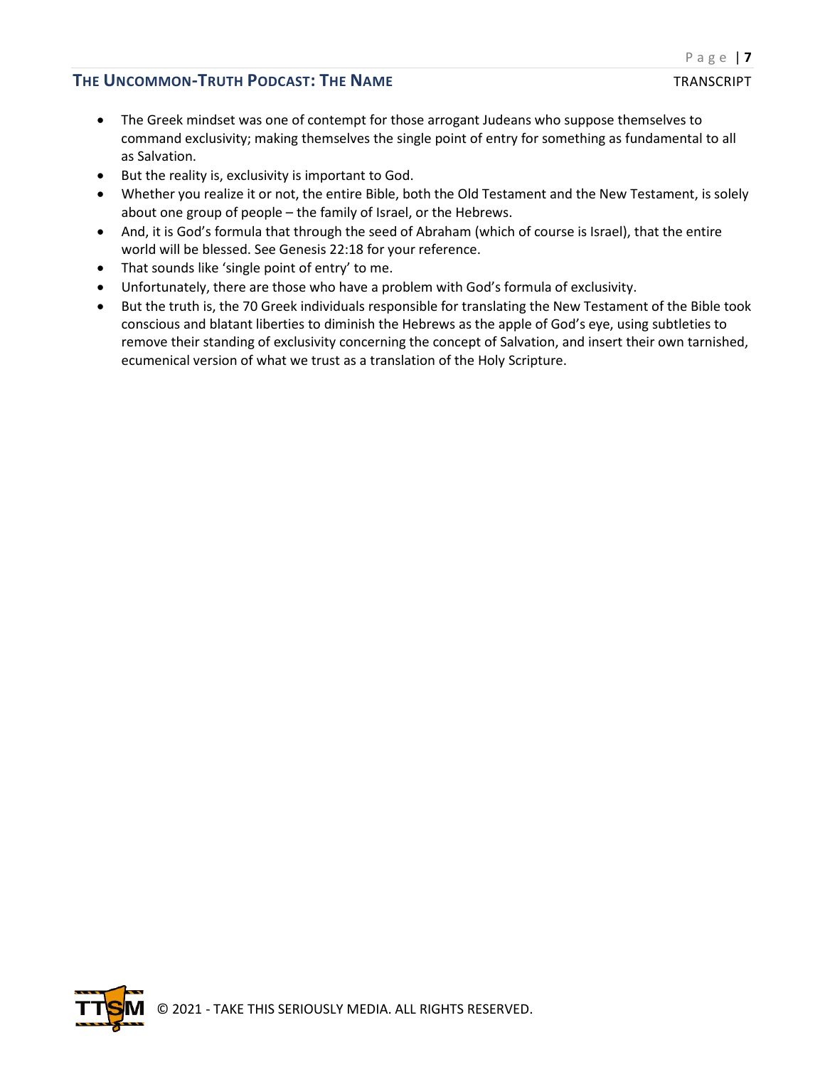- The Greek mindset was one of contempt for those arrogant Judeans who suppose themselves to command exclusivity; making themselves the single point of entry for something as fundamental to all as Salvation.
- But the reality is, exclusivity is important to God.
- Whether you realize it or not, the entire Bible, both the Old Testament and the New Testament, is solely about one group of people – the family of Israel, or the Hebrews.
- And, it is God's formula that through the seed of Abraham (which of course is Israel), that the entire world will be blessed. See Genesis 22:18 for your reference.
- That sounds like 'single point of entry' to me.
- Unfortunately, there are those who have a problem with God's formula of exclusivity.
- But the truth is, the 70 Greek individuals responsible for translating the New Testament of the Bible took conscious and blatant liberties to diminish the Hebrews as the apple of God's eye, using subtleties to remove their standing of exclusivity concerning the concept of Salvation, and insert their own tarnished, ecumenical version of what we trust as a translation of the Holy Scripture.